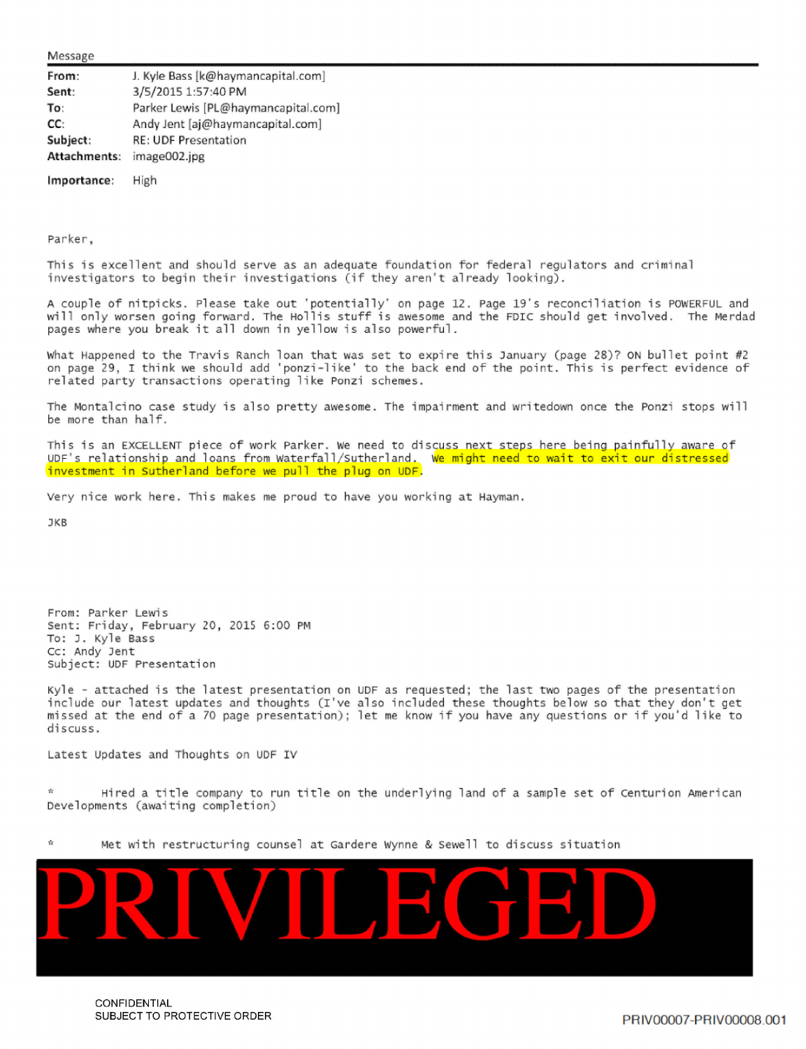Message

| | |
|---|---|
| **From:** | J. Kyle Bass [k@haymancapital.com] |
| **Sent:** | 3/5/2015 1:57:40 PM |
| **To:** | Parker Lewis [PL@haymancapital.com] |
| **CC:** | Andy Jent [aj@haymancapital.com] |
| **Subject:** | RE: UDF Presentation |
| **Attachments:** | image002.jpg |
| **Importance:** | High |

Parker,

This is excellent and should serve as an adequate foundation for federal regulators and criminal investigators to begin their investigations (if they aren't already looking).

A couple of nitpicks. Please take out 'potentially' on page 12. Page 19's reconciliation is POWERFUL and will only worsen going forward. The Hollis stuff is awesome and the FDIC should get involved. The Merdad pages where you break it all down in yellow is also powerful.

What Happened to the Travis Ranch loan that was set to expire this January (page 28)? ON bullet point #2 on page 29, I think we should add 'ponzi-like' to the back end of the point. This is perfect evidence of related party transactions operating like Ponzi schemes.

The Montalcino case study is also pretty awesome. The impairment and writedown once the Ponzi stops will be more than half.

This is an EXCELLENT piece of work Parker. We need to discuss next steps here being painfully aware of UDF's relationship and loans from Waterfall/Sutherland. We might need to wait to exit our distressed investment in Sutherland before we pull the plug on UDF.

Very nice work here. This makes me proud to have you working at Hayman.

JKB

From: Parker Lewis
Sent: Friday, February 20, 2015 6:00 PM
To: J. Kyle Bass
Cc: Andy Jent
Subject: UDF Presentation

Kyle - attached is the latest presentation on UDF as requested; the last two pages of the presentation include our latest updates and thoughts (I've also included these thoughts below so that they don't get missed at the end of a 70 page presentation); let me know if you have any questions or if you'd like to discuss.

Latest Updates and Thoughts on UDF IV

* Hired a title company to run title on the underlying land of a sample set of Centurion American Developments (awaiting completion)

* Met with restructuring counsel at Gardere Wynne & Sewell to discuss situation

PRIVILEGED

CONFIDENTIAL
SUBJECT TO PROTECTIVE ORDER

PRIV00007-PRIV00008.001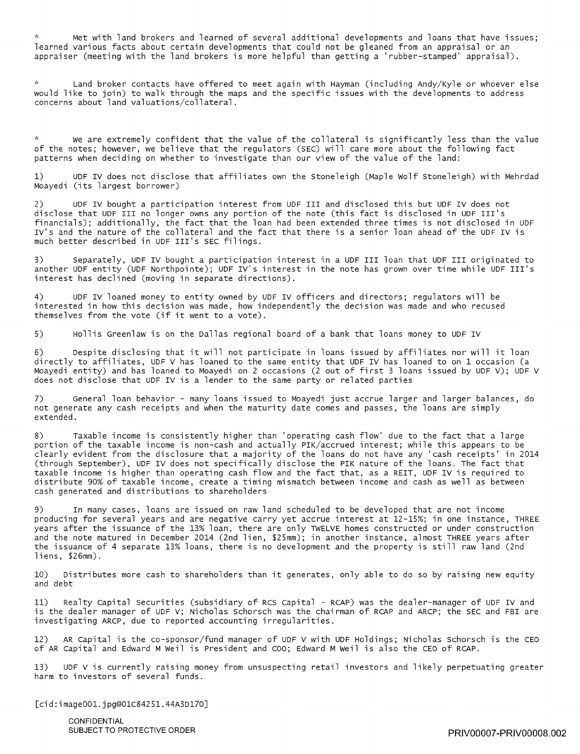* Met with land brokers and learned of several additional developments and loans that have issues; learned various facts about certain developments that could not be gleaned from an appraisal or an appraiser (meeting with the land brokers is more helpful than getting a 'rubber-stamped' appraisal).

* Land broker contacts have offered to meet again with Hayman (including Andy/Kyle or whoever else would like to join) to walk through the maps and the specific issues with the developments to address concerns about land valuations/collateral.

* We are extremely confident that the value of the collateral is significantly less than the value of the notes; however, we believe that the regulators (SEC) will care more about the following fact patterns when deciding on whether to investigate than our view of the value of the land:

1) UDF IV does not disclose that affiliates own the Stoneleigh (Maple Wolf Stoneleigh) with Mehrdad Moayedi (its largest borrower)

2) UDF IV bought a participation interest from UDF III and disclosed this but UDF IV does not disclose that UDF III no longer owns any portion of the note (this fact is disclosed in UDF III's financials); additionally, the fact that the loan had been extended three times is not disclosed in UDF IV's and the nature of the collateral and the fact that there is a senior loan ahead of the UDF IV is much better described in UDF III's SEC filings.

3) Separately, UDF IV bought a participation interest in a UDF III loan that UDF III originated to another UDF entity (UDF Northpointe); UDF IV's interest in the note has grown over time while UDF III's interest has declined (moving in separate directions).

4) UDF IV loaned money to entity owned by UDF IV officers and directors; regulators will be interested in how this decision was made, how independently the decision was made and who recused themselves from the vote (if it went to a vote).

5) Hollis Greenlaw is on the Dallas regional board of a bank that loans money to UDF IV

6) Despite disclosing that it will not participate in loans issued by affiliates nor will it loan directly to affiliates, UDF V has loaned to the same entity that UDF IV has loaned to on 1 occasion (a Moayedi entity) and has loaned to Moayedi on 2 occasions (2 out of first 3 loans issued by UDF V); UDF V does not disclose that UDF IV is a lender to the same party or related parties

7) General loan behavior - many loans issued to Moayedi just accrue larger and larger balances, do not generate any cash receipts and when the maturity date comes and passes, the loans are simply extended.

8) Taxable income is consistently higher than 'operating cash flow' due to the fact that a large portion of the taxable income is non-cash and actually PIK/accrued interest; while this appears to be clearly evident from the disclosure that a majority of the loans do not have any 'cash receipts' in 2014 (through September), UDF IV does not specifically disclose the PIK nature of the loans. The fact that taxable income is higher than operating cash flow and the fact that, as a REIT, UDF IV is required to distribute 90% of taxable income, create a timing mismatch between income and cash as well as between cash generated and distributions to shareholders

9) In many cases, loans are issued on raw land scheduled to be developed that are not income producing for several years and are negative carry yet accrue interest at 12-15%; in one instance, THREE years after the issuance of the 13% loan, there are only TWELVE homes constructed or under construction and the note matured in December 2014 (2nd lien, $25mm); in another instance, almost THREE years after the issuance of 4 separate 13% loans, there is no development and the property is still raw land (2nd liens, $26mm).

10) Distributes more cash to shareholders than it generates, only able to do so by raising new equity and debt

11) Realty Capital Securities (subsidiary of RCS Capital - RCAP) was the dealer-manager of UDF IV and is the dealer manager of UDF V; Nicholas Schorsch was the chairman of RCAP and ARCP; the SEC and FBI are investigating ARCP, due to reported accounting irregularities.

12) AR Capital is the co-sponsor/fund manager of UDF V with UDF Holdings; Nicholas Schorsch is the CEO of AR Capital and Edward M Weil is President and COO; Edward M Weil is also the CEO of RCAP.

13) UDF V is currently raising money from unsuspecting retail investors and likely perpetuating greater harm to investors of several funds.

[cid:image001.jpg@01C84251.44A3D170]

CONFIDENTIAL
SUBJECT TO PROTECTIVE ORDER

PRIV00007-PRIV00008.002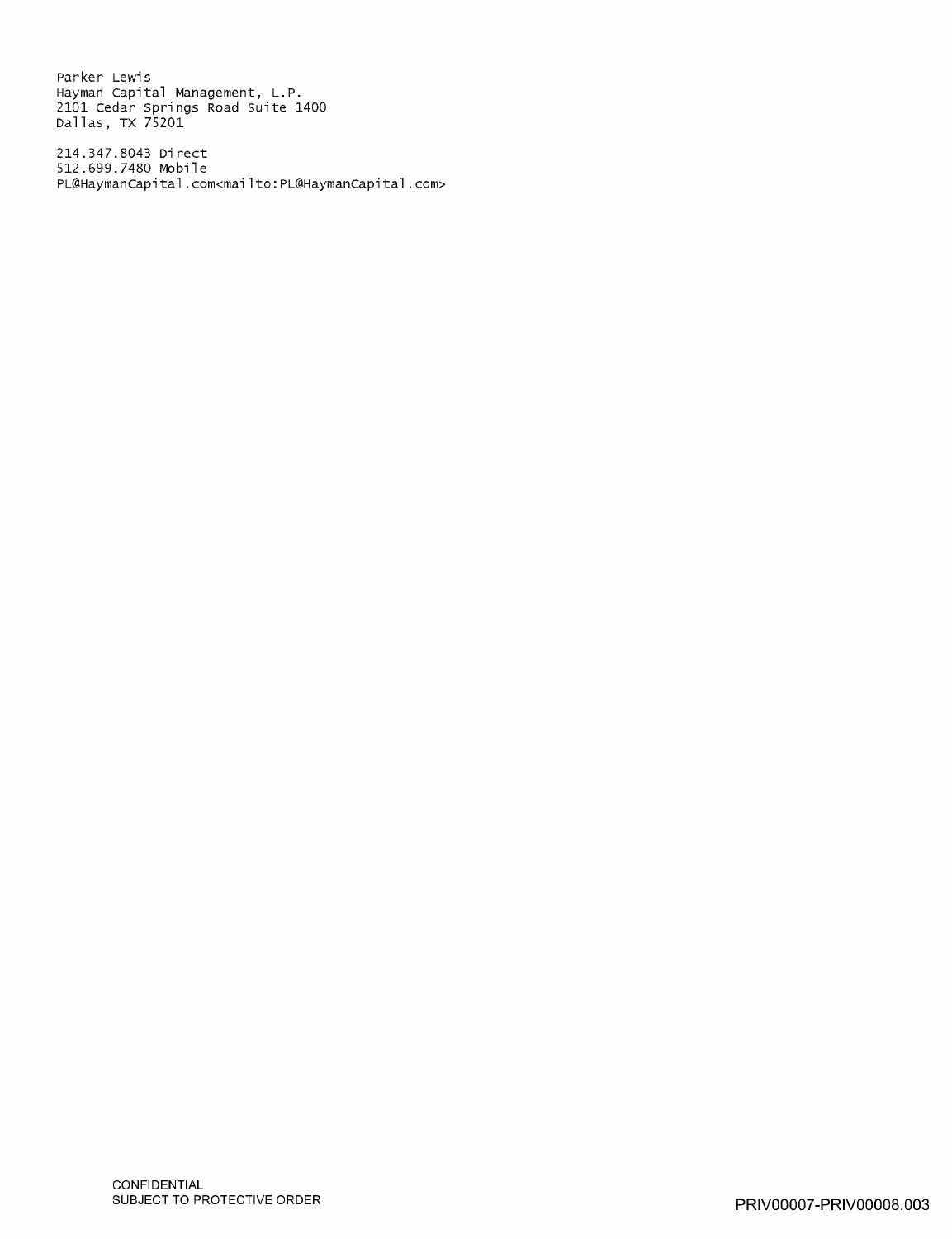Parker Lewis
Hayman Capital Management, L.P.
2101 Cedar Springs Road Suite 1400
Dallas, TX 75201

214.347.8043 Direct
512.699.7480 Mobile
PL@HaymanCapital.com<mailto:PL@HaymanCapital.com>

CONFIDENTIAL
SUBJECT TO PROTECTIVE ORDER

PRIV00007-PRIV00008.003